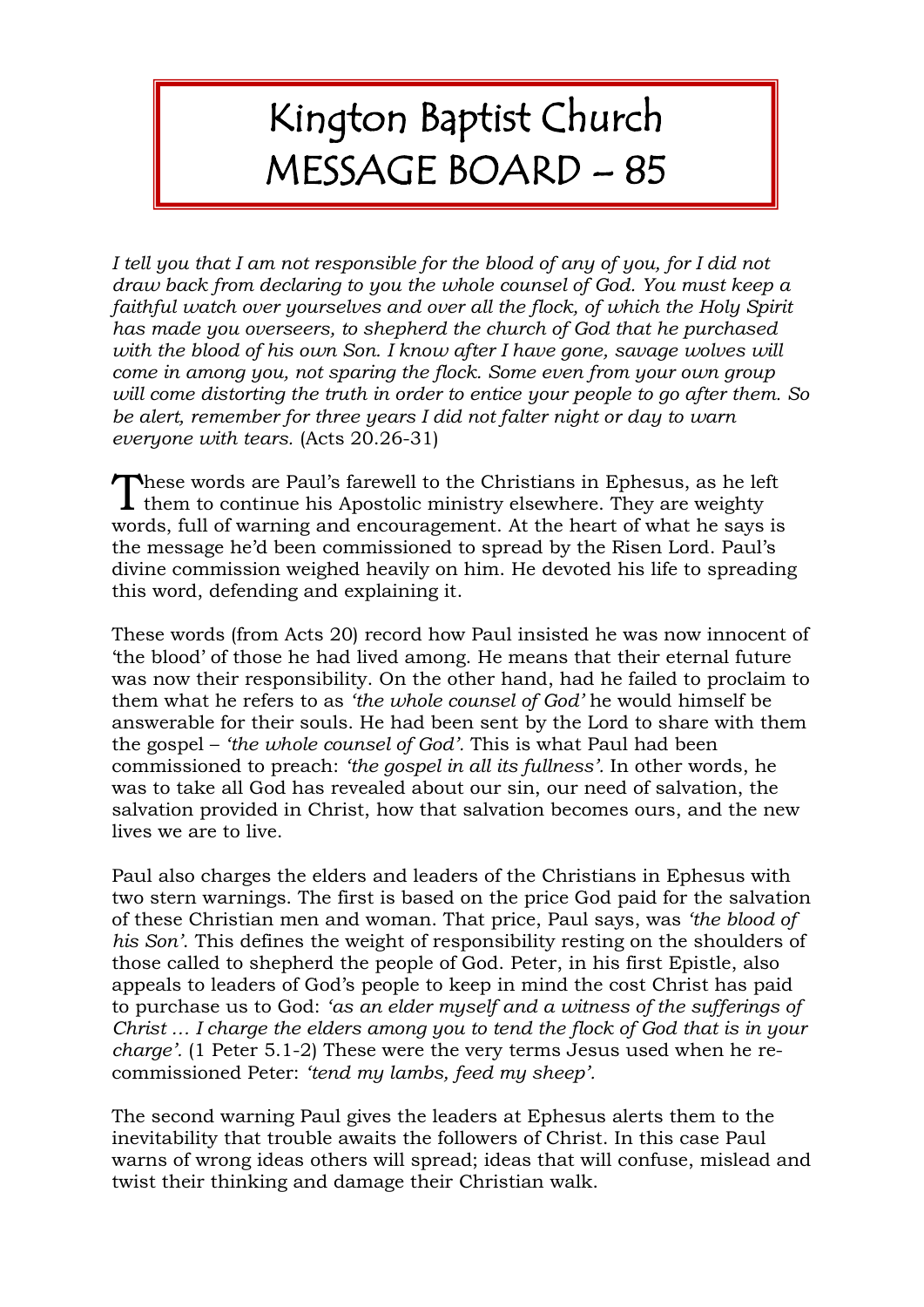# Kington Baptist Church MESSAGE BOARD – 85

*I tell you that I am not responsible for the blood of any of you, for I did not draw back from declaring to you the whole counsel of God. You must keep a faithful watch over yourselves and over all the flock, of which the Holy Spirit has made you overseers, to shepherd the church of God that he purchased with the blood of his own Son. I know after I have gone, savage wolves will come in among you, not sparing the flock. Some even from your own group will come distorting the truth in order to entice your people to go after them. So be alert, remember for three years I did not falter night or day to warn everyone with tears.* (Acts 20.26-31)

These words are Paul's farewell to the Christians in Ephesus, as he left them to continue his Apostolic ministry elsewhere. They are weighty words, full of warning and encouragement. At the heart of what he says is the message he'd been commissioned to spread by the Risen Lord. Paul's divine commission weighed heavily on him. He devoted his life to spreading this word, defending and explaining it.

These words (from Acts 20) record how Paul insisted he was now innocent of 'the blood' of those he had lived among. He means that their eternal future was now their responsibility. On the other hand, had he failed to proclaim to them what he refers to as *'the whole counsel of God'* he would himself be answerable for their souls. He had been sent by the Lord to share with them the gospel – *'the whole counsel of God'*. This is what Paul had been commissioned to preach: *'the gospel in all its fullness'.* In other words, he was to take all God has revealed about our sin, our need of salvation, the salvation provided in Christ, how that salvation becomes ours, and the new lives we are to live.

Paul also charges the elders and leaders of the Christians in Ephesus with two stern warnings. The first is based on the price God paid for the salvation of these Christian men and woman. That price, Paul says, was *'the blood of his Son'*. This defines the weight of responsibility resting on the shoulders of those called to shepherd the people of God. Peter, in his first Epistle, also appeals to leaders of God's people to keep in mind the cost Christ has paid to purchase us to God: *'as an elder myself and a witness of the sufferings of Christ … I charge the elders among you to tend the flock of God that is in your charge'.* (1 Peter 5.1-2) These were the very terms Jesus used when he re-commissioned Peter: *'tend my lambs, feed my sheep'.*

The second warning Paul gives the leaders at Ephesus alerts them to the inevitability that trouble awaits the followers of Christ. In this case Paul warns of wrong ideas others will spread; ideas that will confuse, mislead and twist their thinking and damage their Christian walk.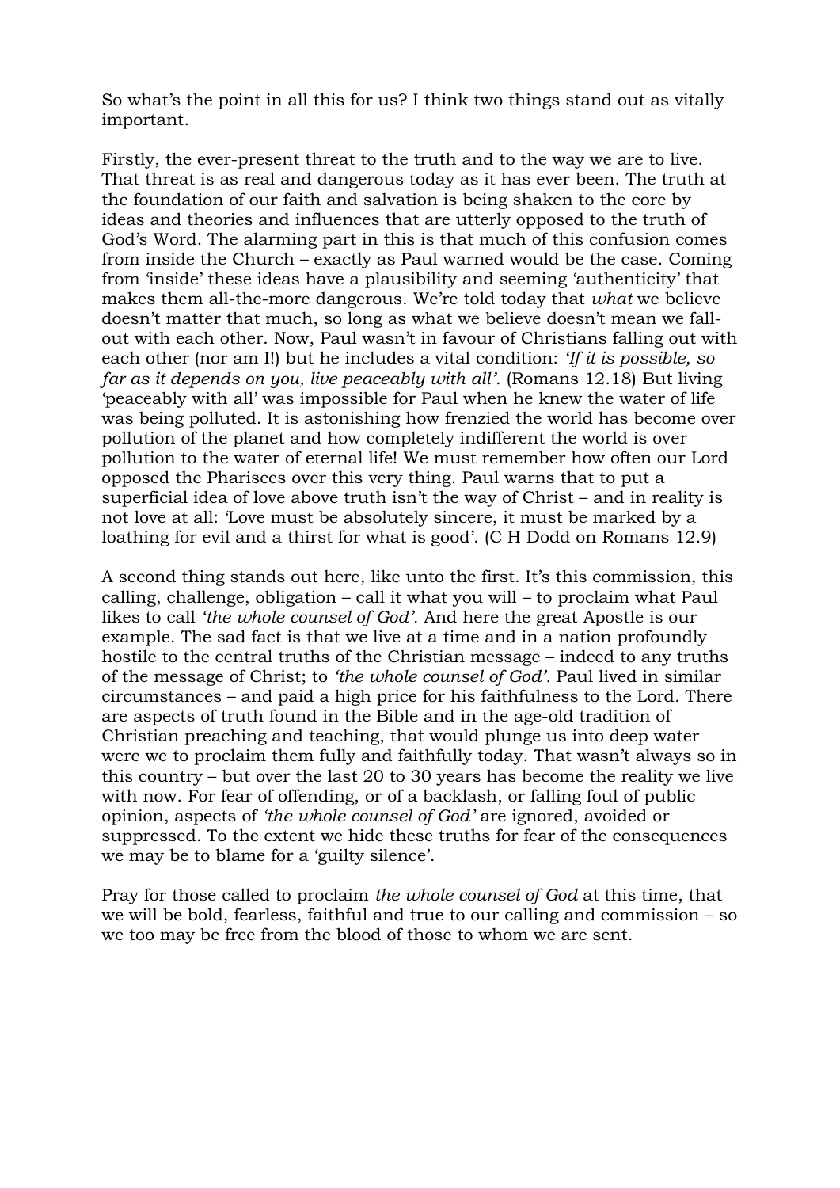So what's the point in all this for us? I think two things stand out as vitally important.

Firstly, the ever-present threat to the truth and to the way we are to live. That threat is as real and dangerous today as it has ever been. The truth at the foundation of our faith and salvation is being shaken to the core by ideas and theories and influences that are utterly opposed to the truth of God's Word. The alarming part in this is that much of this confusion comes from inside the Church – exactly as Paul warned would be the case. Coming from 'inside' these ideas have a plausibility and seeming 'authenticity' that makes them all-the-more dangerous. We're told today that *what* we believe doesn't matter that much, so long as what we believe doesn't mean we fall-out with each other. Now, Paul wasn't in favour of Christians falling out with each other (nor am I!) but he includes a vital condition: *'If it is possible, so far as it depends on you, live peaceably with all'*. (Romans 12.18) But living 'peaceably with all' was impossible for Paul when he knew the water of life was being polluted. It is astonishing how frenzied the world has become over pollution of the planet and how completely indifferent the world is over pollution to the water of eternal life! We must remember how often our Lord opposed the Pharisees over this very thing. Paul warns that to put a superficial idea of love above truth isn't the way of Christ – and in reality is not love at all: 'Love must be absolutely sincere, it must be marked by a loathing for evil and a thirst for what is good'. (C H Dodd on Romans 12.9)

A second thing stands out here, like unto the first. It's this commission, this calling, challenge, obligation – call it what you will – to proclaim what Paul likes to call *'the whole counsel of God'*. And here the great Apostle is our example. The sad fact is that we live at a time and in a nation profoundly hostile to the central truths of the Christian message – indeed to any truths of the message of Christ; to *'the whole counsel of God'*. Paul lived in similar circumstances – and paid a high price for his faithfulness to the Lord. There are aspects of truth found in the Bible and in the age-old tradition of Christian preaching and teaching, that would plunge us into deep water were we to proclaim them fully and faithfully today. That wasn't always so in this country – but over the last 20 to 30 years has become the reality we live with now. For fear of offending, or of a backlash, or falling foul of public opinion, aspects of *'the whole counsel of God'* are ignored, avoided or suppressed. To the extent we hide these truths for fear of the consequences we may be to blame for a 'guilty silence'.

Pray for those called to proclaim *the whole counsel of God* at this time, that we will be bold, fearless, faithful and true to our calling and commission – so we too may be free from the blood of those to whom we are sent.